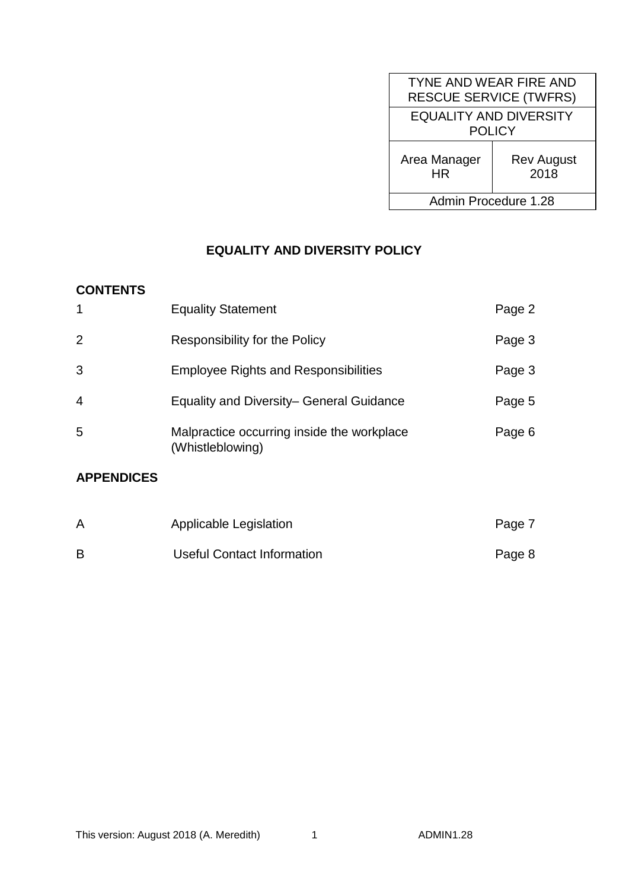| TYNE AND WEAR FIRE AND RESCUE SERVICE (TWFRS) | |
|---|---|
| EQUALITY AND DIVERSITY POLICY | |
| Area Manager HR | Rev August 2018 |
| Admin Procedure 1.28 | |

# EQUALITY AND DIVERSITY POLICY

**CONTENTS**

| | | |
|---|---|---|
| 1 | Equality Statement | Page 2 |
| 2 | Responsibility for the Policy | Page 3 |
| 3 | Employee Rights and Responsibilities | Page 3 |
| 4 | Equality and Diversity– General Guidance | Page 5 |
| 5 | Malpractice occurring inside the workplace (Whistleblowing) | Page 6 |

**APPENDICES**

| | | |
|---|---|---|
| A | Applicable Legislation | Page 7 |
| B | Useful Contact Information | Page 8 |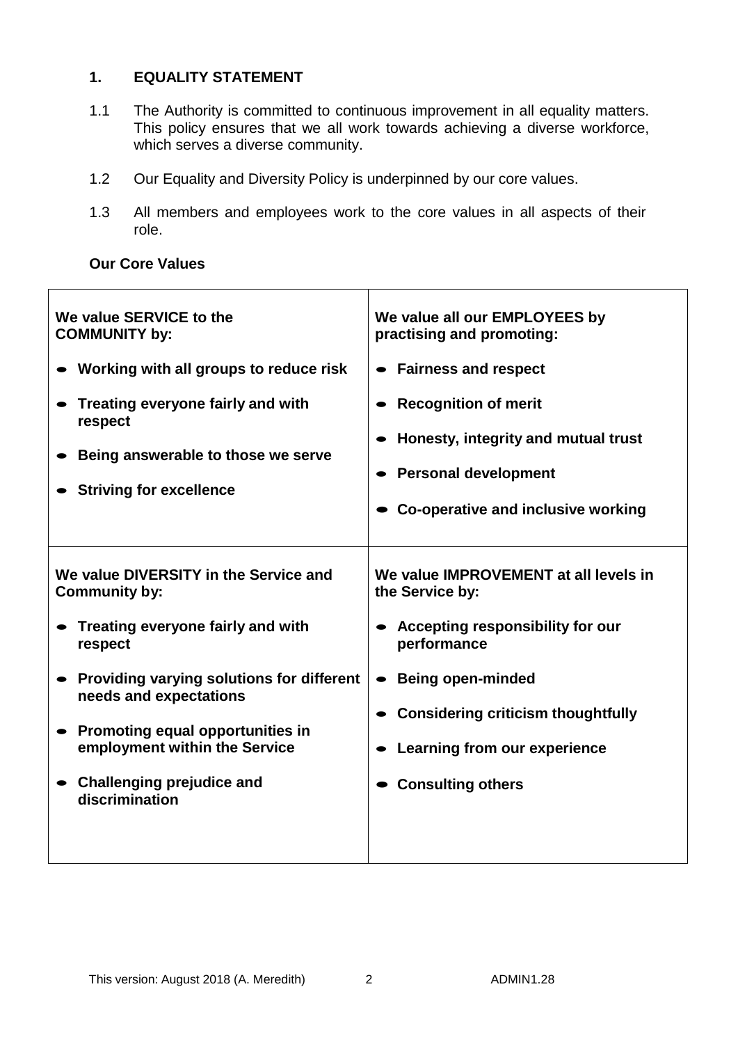## 1. EQUALITY STATEMENT

1.1 The Authority is committed to continuous improvement in all equality matters. This policy ensures that we all work towards achieving a diverse workforce, which serves a diverse community.

1.2 Our Equality and Diversity Policy is underpinned by our core values.

1.3 All members and employees work to the core values in all aspects of their role.

**Our Core Values**

| | |
|---|---|
| **We value SERVICE to the COMMUNITY by:**<br>• **Working with all groups to reduce risk**<br>• **Treating everyone fairly and with respect**<br>• **Being answerable to those we serve**<br>• **Striving for excellence** | **We value all our EMPLOYEES by practising and promoting:**<br>• **Fairness and respect**<br>• **Recognition of merit**<br>• **Honesty, integrity and mutual trust**<br>• **Personal development**<br>• **Co-operative and inclusive working** |
| **We value DIVERSITY in the Service and Community by:**<br>• **Treating everyone fairly and with respect**<br>• **Providing varying solutions for different needs and expectations**<br>• **Promoting equal opportunities in employment within the Service**<br>• **Challenging prejudice and discrimination** | **We value IMPROVEMENT at all levels in the Service by:**<br>• **Accepting responsibility for our performance**<br>• **Being open-minded**<br>• **Considering criticism thoughtfully**<br>• **Learning from our experience**<br>• **Consulting others** |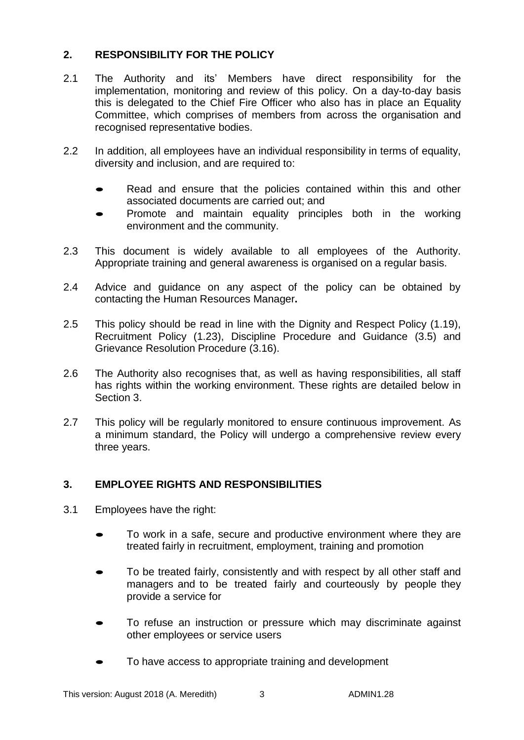## 2. RESPONSIBILITY FOR THE POLICY

2.1 The Authority and its' Members have direct responsibility for the implementation, monitoring and review of this policy. On a day-to-day basis this is delegated to the Chief Fire Officer who also has in place an Equality Committee, which comprises of members from across the organisation and recognised representative bodies.

2.2 In addition, all employees have an individual responsibility in terms of equality, diversity and inclusion, and are required to:

- Read and ensure that the policies contained within this and other associated documents are carried out; and
- Promote and maintain equality principles both in the working environment and the community.

2.3 This document is widely available to all employees of the Authority. Appropriate training and general awareness is organised on a regular basis.

2.4 Advice and guidance on any aspect of the policy can be obtained by contacting the Human Resources Manager**.**

2.5 This policy should be read in line with the Dignity and Respect Policy (1.19), Recruitment Policy (1.23), Discipline Procedure and Guidance (3.5) and Grievance Resolution Procedure (3.16).

2.6 The Authority also recognises that, as well as having responsibilities, all staff has rights within the working environment. These rights are detailed below in Section 3.

2.7 This policy will be regularly monitored to ensure continuous improvement. As a minimum standard, the Policy will undergo a comprehensive review every three years.

## 3. EMPLOYEE RIGHTS AND RESPONSIBILITIES

3.1 Employees have the right:

- To work in a safe, secure and productive environment where they are treated fairly in recruitment, employment, training and promotion
- To be treated fairly, consistently and with respect by all other staff and managers and to be treated fairly and courteously by people they provide a service for
- To refuse an instruction or pressure which may discriminate against other employees or service users
- To have access to appropriate training and development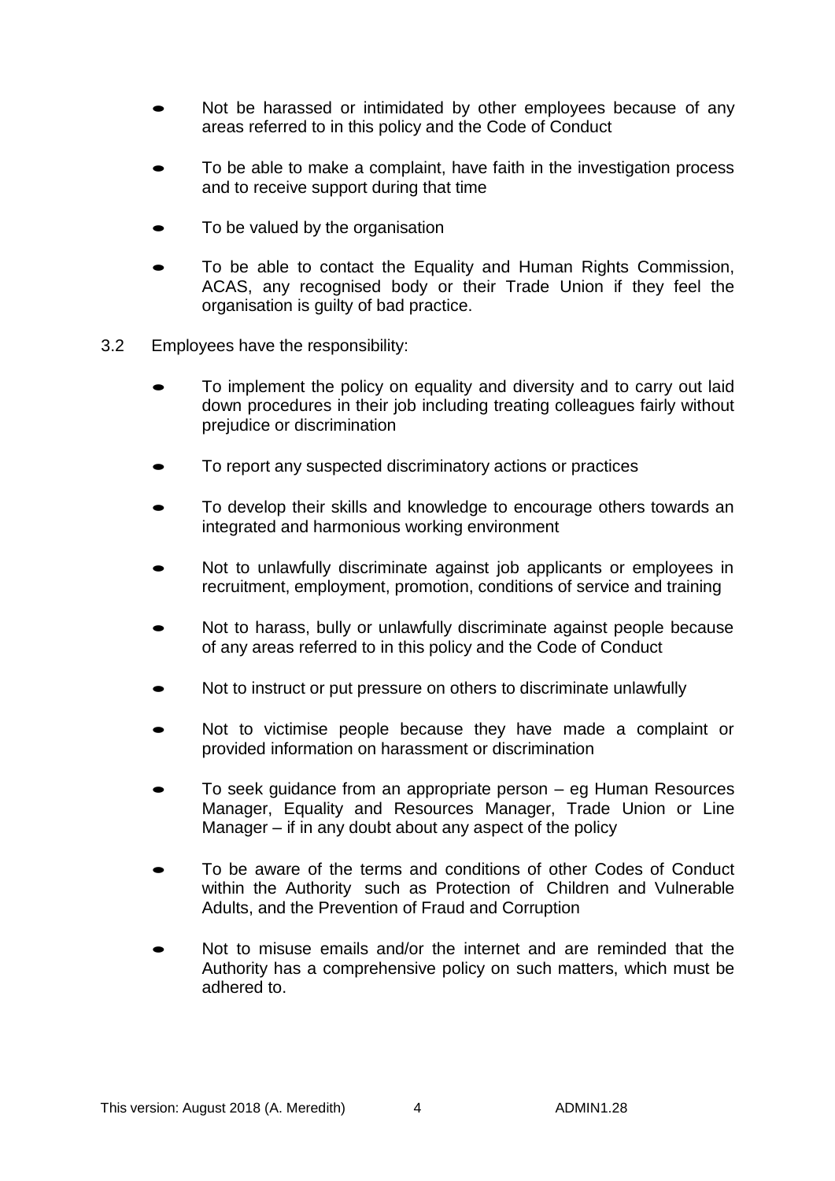- Not be harassed or intimidated by other employees because of any areas referred to in this policy and the Code of Conduct
- To be able to make a complaint, have faith in the investigation process and to receive support during that time
- To be valued by the organisation
- To be able to contact the Equality and Human Rights Commission, ACAS, any recognised body or their Trade Union if they feel the organisation is guilty of bad practice.

3.2 Employees have the responsibility:

- To implement the policy on equality and diversity and to carry out laid down procedures in their job including treating colleagues fairly without prejudice or discrimination
- To report any suspected discriminatory actions or practices
- To develop their skills and knowledge to encourage others towards an integrated and harmonious working environment
- Not to unlawfully discriminate against job applicants or employees in recruitment, employment, promotion, conditions of service and training
- Not to harass, bully or unlawfully discriminate against people because of any areas referred to in this policy and the Code of Conduct
- Not to instruct or put pressure on others to discriminate unlawfully
- Not to victimise people because they have made a complaint or provided information on harassment or discrimination
- To seek guidance from an appropriate person – eg Human Resources Manager, Equality and Resources Manager, Trade Union or Line Manager – if in any doubt about any aspect of the policy
- To be aware of the terms and conditions of other Codes of Conduct within the Authority such as Protection of Children and Vulnerable Adults, and the Prevention of Fraud and Corruption
- Not to misuse emails and/or the internet and are reminded that the Authority has a comprehensive policy on such matters, which must be adhered to.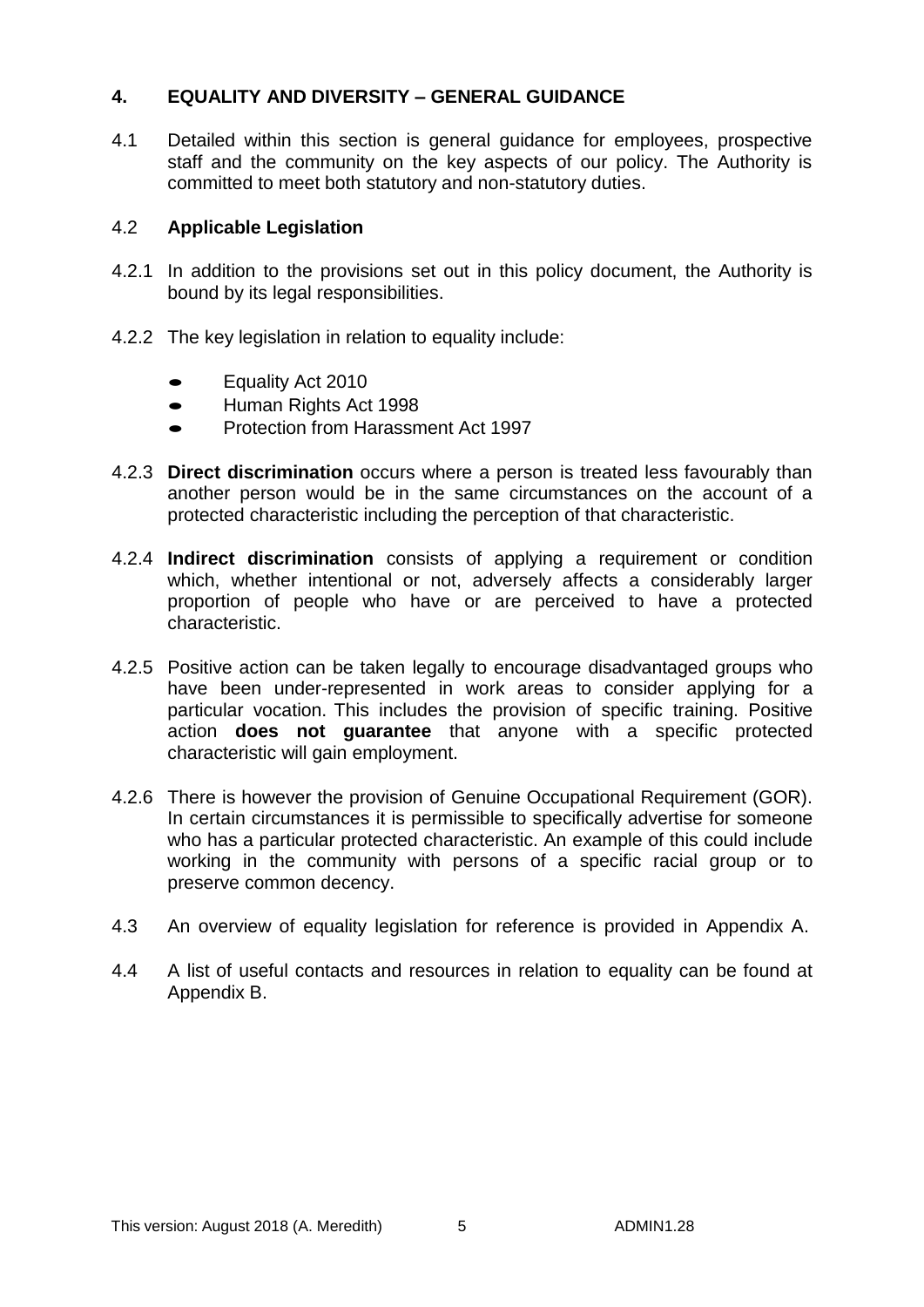## 4. EQUALITY AND DIVERSITY – GENERAL GUIDANCE

4.1 Detailed within this section is general guidance for employees, prospective staff and the community on the key aspects of our policy. The Authority is committed to meet both statutory and non-statutory duties.

### 4.2 Applicable Legislation

4.2.1 In addition to the provisions set out in this policy document, the Authority is bound by its legal responsibilities.

4.2.2 The key legislation in relation to equality include:

- Equality Act 2010
- Human Rights Act 1998
- Protection from Harassment Act 1997

4.2.3 **Direct discrimination** occurs where a person is treated less favourably than another person would be in the same circumstances on the account of a protected characteristic including the perception of that characteristic.

4.2.4 **Indirect discrimination** consists of applying a requirement or condition which, whether intentional or not, adversely affects a considerably larger proportion of people who have or are perceived to have a protected characteristic.

4.2.5 Positive action can be taken legally to encourage disadvantaged groups who have been under-represented in work areas to consider applying for a particular vocation. This includes the provision of specific training. Positive action **does not guarantee** that anyone with a specific protected characteristic will gain employment.

4.2.6 There is however the provision of Genuine Occupational Requirement (GOR). In certain circumstances it is permissible to specifically advertise for someone who has a particular protected characteristic. An example of this could include working in the community with persons of a specific racial group or to preserve common decency.

4.3 An overview of equality legislation for reference is provided in Appendix A.

4.4 A list of useful contacts and resources in relation to equality can be found at Appendix B.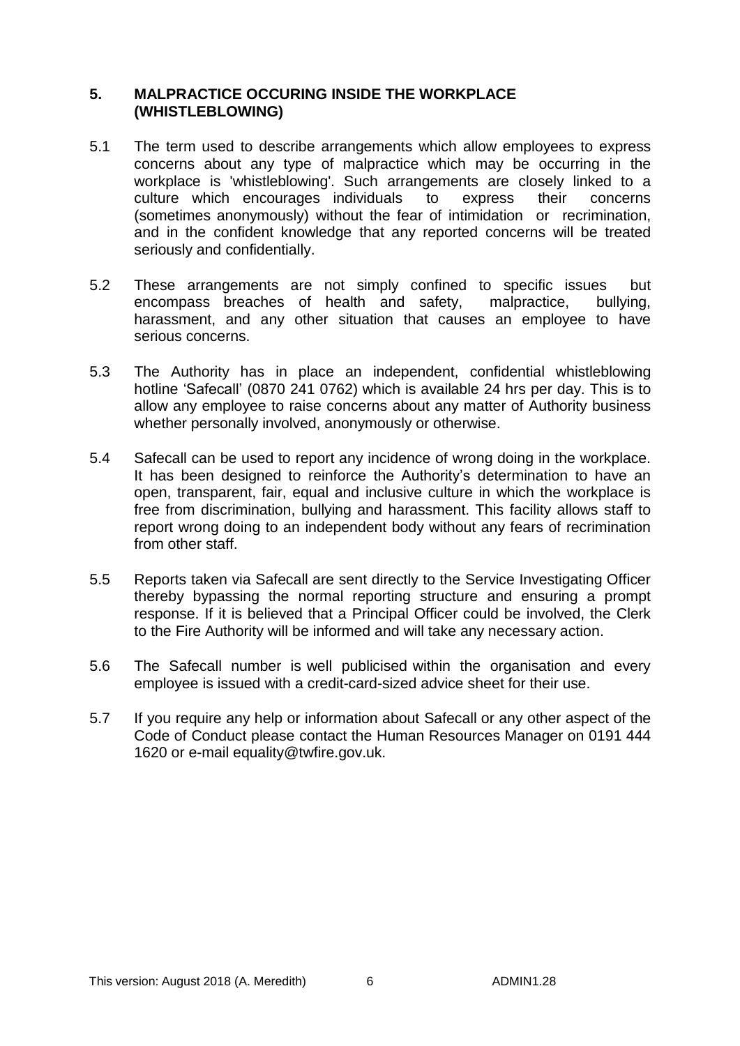## 5. MALPRACTICE OCCURING INSIDE THE WORKPLACE (WHISTLEBLOWING)

5.1 The term used to describe arrangements which allow employees to express concerns about any type of malpractice which may be occurring in the workplace is 'whistleblowing'. Such arrangements are closely linked to a culture which encourages individuals to express their concerns (sometimes anonymously) without the fear of intimidation or recrimination, and in the confident knowledge that any reported concerns will be treated seriously and confidentially.

5.2 These arrangements are not simply confined to specific issues but encompass breaches of health and safety, malpractice, bullying, harassment, and any other situation that causes an employee to have serious concerns.

5.3 The Authority has in place an independent, confidential whistleblowing hotline 'Safecall' (0870 241 0762) which is available 24 hrs per day. This is to allow any employee to raise concerns about any matter of Authority business whether personally involved, anonymously or otherwise.

5.4 Safecall can be used to report any incidence of wrong doing in the workplace. It has been designed to reinforce the Authority's determination to have an open, transparent, fair, equal and inclusive culture in which the workplace is free from discrimination, bullying and harassment. This facility allows staff to report wrong doing to an independent body without any fears of recrimination from other staff.

5.5 Reports taken via Safecall are sent directly to the Service Investigating Officer thereby bypassing the normal reporting structure and ensuring a prompt response. If it is believed that a Principal Officer could be involved, the Clerk to the Fire Authority will be informed and will take any necessary action.

5.6 The Safecall number is well publicised within the organisation and every employee is issued with a credit-card-sized advice sheet for their use.

5.7 If you require any help or information about Safecall or any other aspect of the Code of Conduct please contact the Human Resources Manager on 0191 444 1620 or e-mail equality@twfire.gov.uk.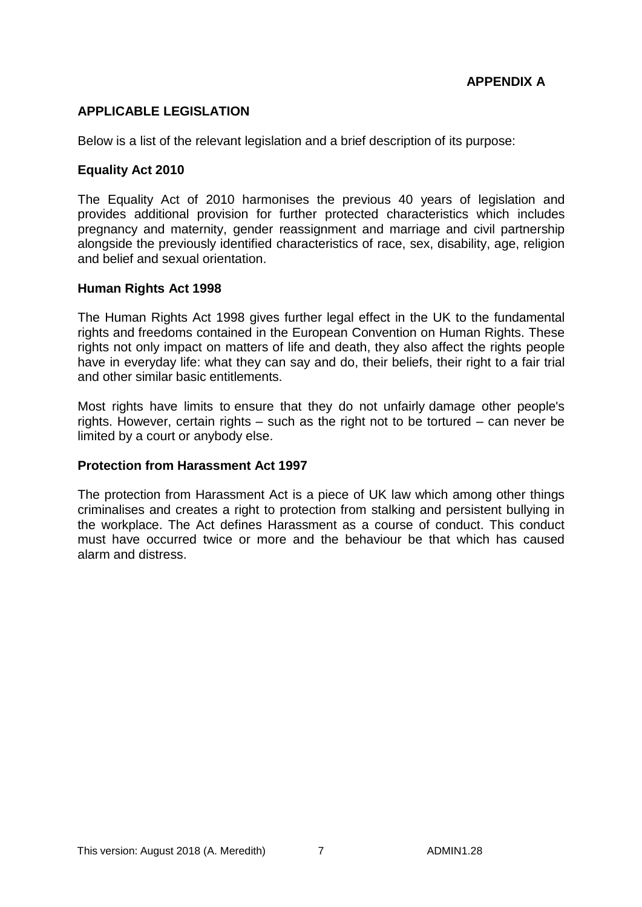**APPENDIX A**

## APPLICABLE LEGISLATION

Below is a list of the relevant legislation and a brief description of its purpose:

### Equality Act 2010

The Equality Act of 2010 harmonises the previous 40 years of legislation and provides additional provision for further protected characteristics which includes pregnancy and maternity, gender reassignment and marriage and civil partnership alongside the previously identified characteristics of race, sex, disability, age, religion and belief and sexual orientation.

### Human Rights Act 1998

The Human Rights Act 1998 gives further legal effect in the UK to the fundamental rights and freedoms contained in the European Convention on Human Rights. These rights not only impact on matters of life and death, they also affect the rights people have in everyday life: what they can say and do, their beliefs, their right to a fair trial and other similar basic entitlements.

Most rights have limits to ensure that they do not unfairly damage other people's rights. However, certain rights – such as the right not to be tortured – can never be limited by a court or anybody else.

### Protection from Harassment Act 1997

The protection from Harassment Act is a piece of UK law which among other things criminalises and creates a right to protection from stalking and persistent bullying in the workplace. The Act defines Harassment as a course of conduct. This conduct must have occurred twice or more and the behaviour be that which has caused alarm and distress.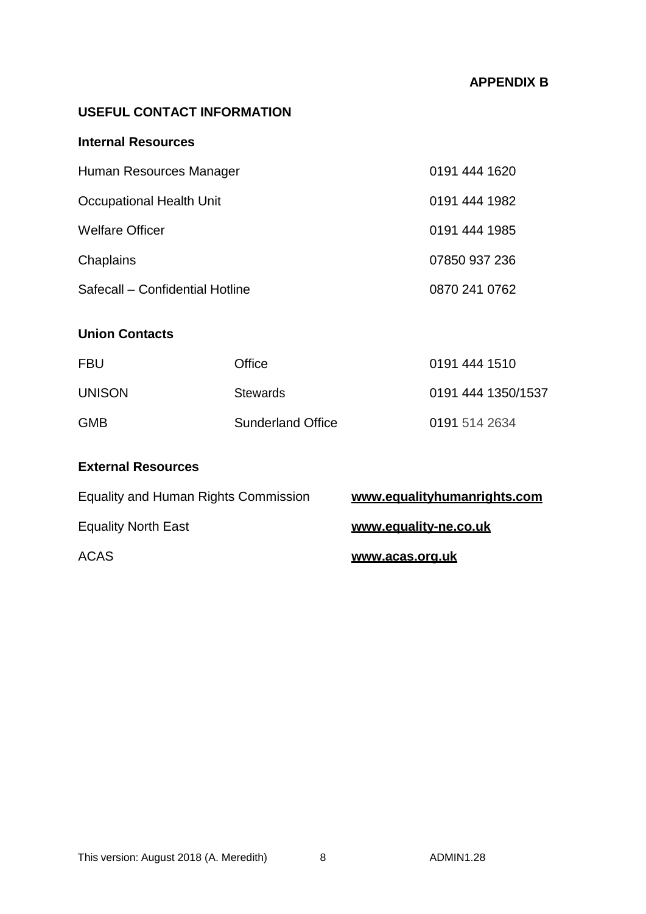**APPENDIX B**

## USEFUL CONTACT INFORMATION

### Internal Resources

| | |
|---|---|
| Human Resources Manager | 0191 444 1620 |
| Occupational Health Unit | 0191 444 1982 |
| Welfare Officer | 0191 444 1985 |
| Chaplains | 07850 937 236 |
| Safecall – Confidential Hotline | 0870 241 0762 |

### Union Contacts

| | | |
|---|---|---|
| FBU | Office | 0191 444 1510 |
| UNISON | Stewards | 0191 444 1350/1537 |
| GMB | Sunderland Office | 0191 514 2634 |

### External Resources

| | |
|---|---|
| Equality and Human Rights Commission | **www.equalityhumanrights.com** |
| Equality North East | **www.equality-ne.co.uk** |
| ACAS | **www.acas.org.uk** |

This version: August 2018 (A. Meredith) ADMIN1.28